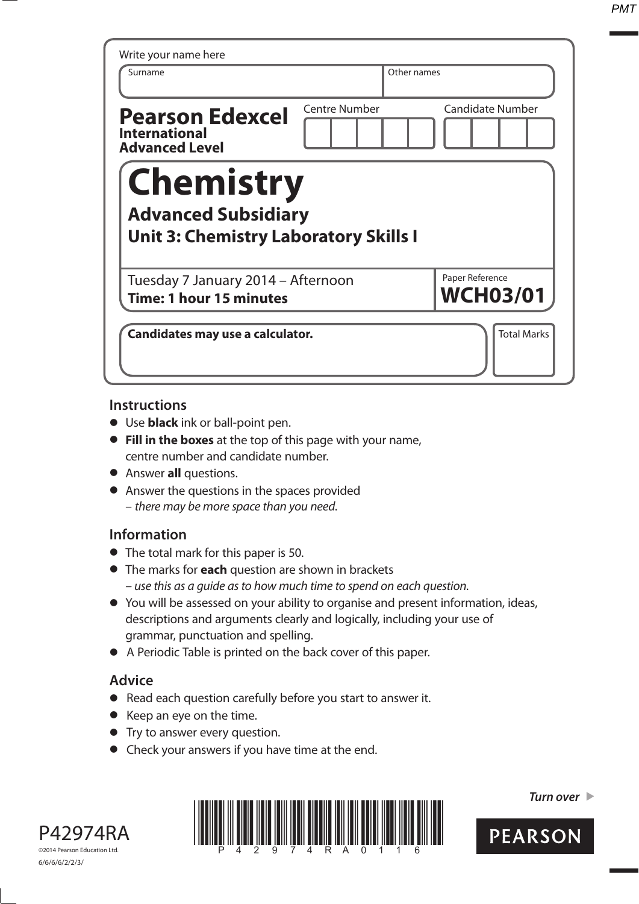Write your name here

| Surname | Other names |
|---|---|
| | |

**Pearson Edexcel**
**International Advanced Level**

| Centre Number | Candidate Number |
|---|---|
| | |

# Chemistry

## Advanced Subsidiary

## Unit 3: Chemistry Laboratory Skills I

Tuesday 7 January 2014 – Afternoon
**Time: 1 hour 15 minutes**

Paper Reference
**WCH03/01**

**Candidates may use a calculator.**

Total Marks

### Instructions

- Use **black** ink or ball-point pen.
- **Fill in the boxes** at the top of this page with your name, centre number and candidate number.
- Answer **all** questions.
- Answer the questions in the spaces provided – *there may be more space than you need.*

### Information

- The total mark for this paper is 50.
- The marks for **each** question are shown in brackets – *use this as a guide as to how much time to spend on each question.*
- You will be assessed on your ability to organise and present information, ideas, descriptions and arguments clearly and logically, including your use of grammar, punctuation and spelling.
- A Periodic Table is printed on the back cover of this paper.

### Advice

- Read each question carefully before you start to answer it.
- Keep an eye on the time.
- Try to answer every question.
- Check your answers if you have time at the end.

*Turn over*

P42974RA

©2014 Pearson Education Ltd.

6/6/6/6/2/2/3/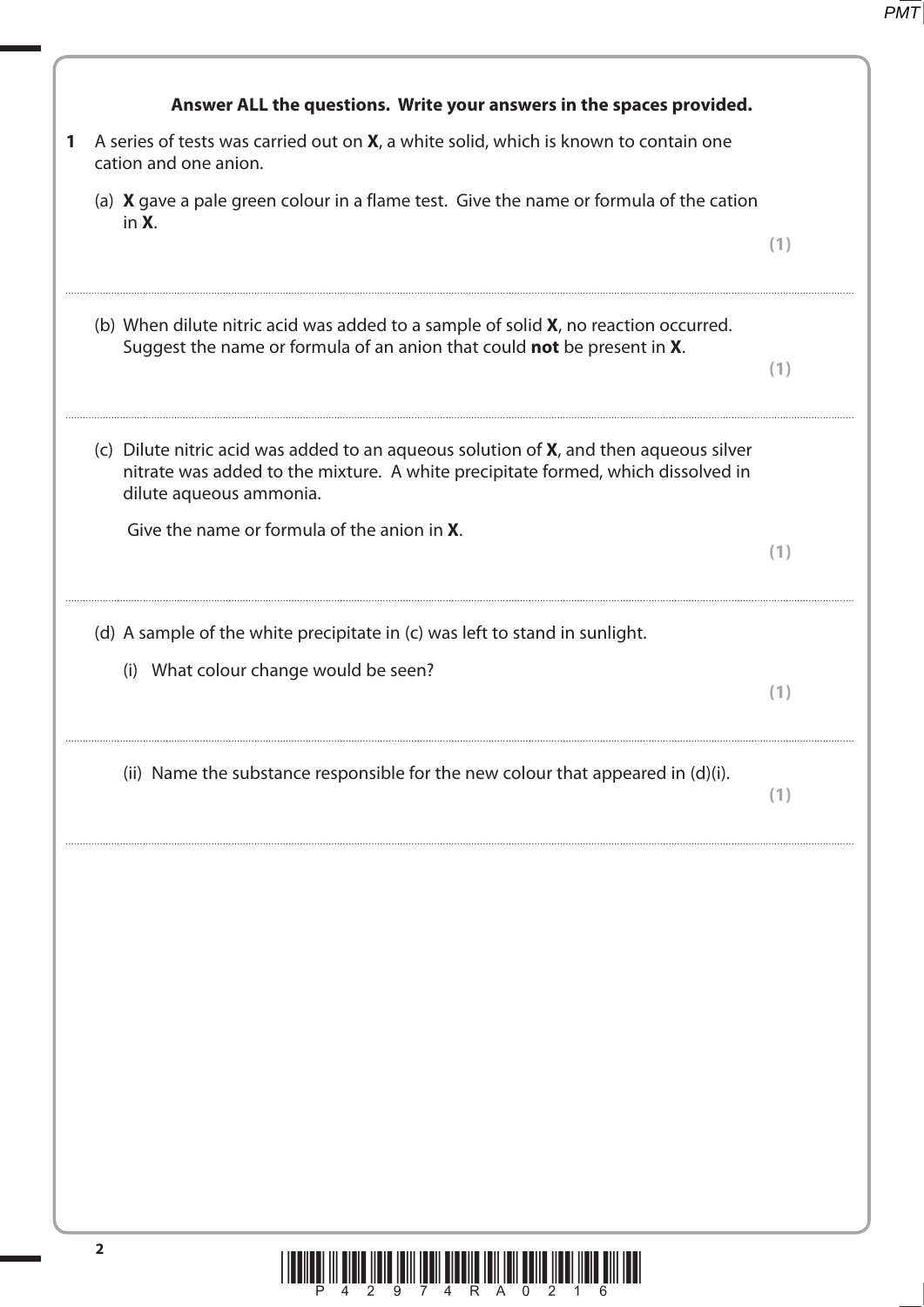**Answer ALL the questions. Write your answers in the spaces provided.**

**1** A series of tests was carried out on **X**, a white solid, which is known to contain one cation and one anion.

(a) **X** gave a pale green colour in a flame test. Give the name or formula of the cation in **X**.

**(1)**

.......................................................................................................................................................................................

(b) When dilute nitric acid was added to a sample of solid **X**, no reaction occurred. Suggest the name or formula of an anion that could **not** be present in **X**.

**(1)**

.......................................................................................................................................................................................

(c) Dilute nitric acid was added to an aqueous solution of **X**, and then aqueous silver nitrate was added to the mixture. A white precipitate formed, which dissolved in dilute aqueous ammonia.

Give the name or formula of the anion in **X**.

**(1)**

.......................................................................................................................................................................................

(d) A sample of the white precipitate in (c) was left to stand in sunlight.

(i) What colour change would be seen?

**(1)**

.......................................................................................................................................................................................

(ii) Name the substance responsible for the new colour that appeared in (d)(i).

**(1)**

.......................................................................................................................................................................................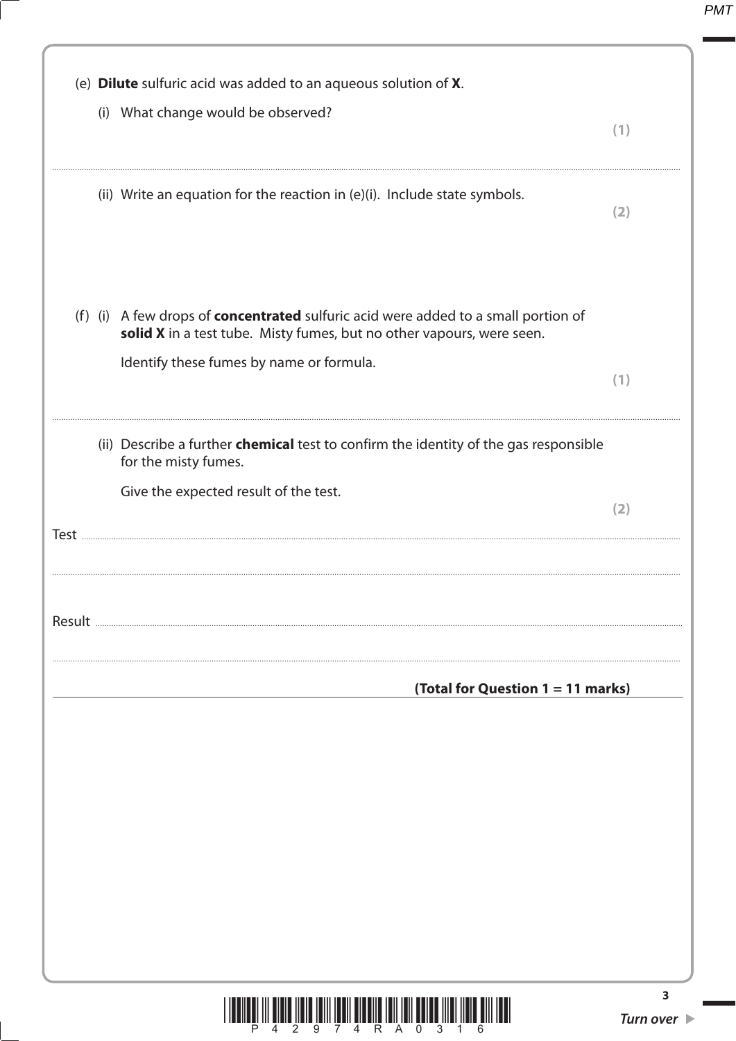(e) **Dilute** sulfuric acid was added to an aqueous solution of **X**.

(i) What change would be observed? **(1)**

..........................................................................................................................................................................................................

(ii) Write an equation for the reaction in (e)(i). Include state symbols. **(2)**

(f) (i) A few drops of **concentrated** sulfuric acid were added to a small portion of **solid X** in a test tube. Misty fumes, but no other vapours, were seen.

Identify these fumes by name or formula. **(1)**

..........................................................................................................................................................................................................

(ii) Describe a further **chemical** test to confirm the identity of the gas responsible for the misty fumes.

Give the expected result of the test. **(2)**

Test ..........................................................................................................................................................................................................

..........................................................................................................................................................................................................

Result ..........................................................................................................................................................................................................

..........................................................................................................................................................................................................

**(Total for Question 1 = 11 marks)**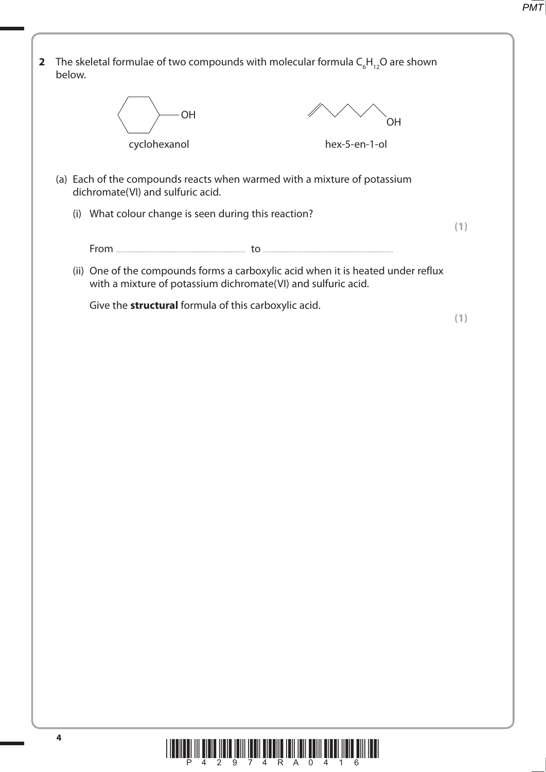**2** The skeletal formulae of two compounds with molecular formula $C_6H_{12}O$ are shown below.

cyclohexanol

hex-5-en-1-ol

(a) Each of the compounds reacts when warmed with a mixture of potassium dichromate(VI) and sulfuric acid.

(i) What colour change is seen during this reaction?

**(1)**

From .................................................. to ..................................................

(ii) One of the compounds forms a carboxylic acid when it is heated under reflux with a mixture of potassium dichromate(VI) and sulfuric acid.

Give the **structural** formula of this carboxylic acid.

**(1)**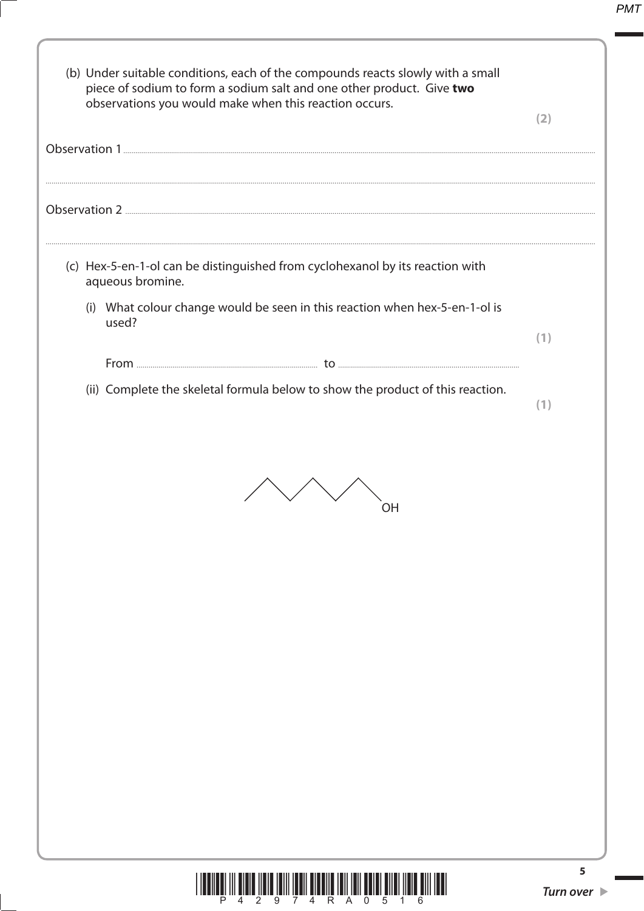(b) Under suitable conditions, each of the compounds reacts slowly with a small piece of sodium to form a sodium salt and one other product. Give **two** observations you would make when this reaction occurs.

**(2)**

Observation 1 ..........................................................................................................................................

..........................................................................................................................................

Observation 2 ..........................................................................................................................................

..........................................................................................................................................

(c) Hex-5-en-1-ol can be distinguished from cyclohexanol by its reaction with aqueous bromine.

(i) What colour change would be seen in this reaction when hex-5-en-1-ol is used?

**(1)**

From .............................................................. to ..............................................................

(ii) Complete the skeletal formula below to show the product of this reaction.

**(1)**

OH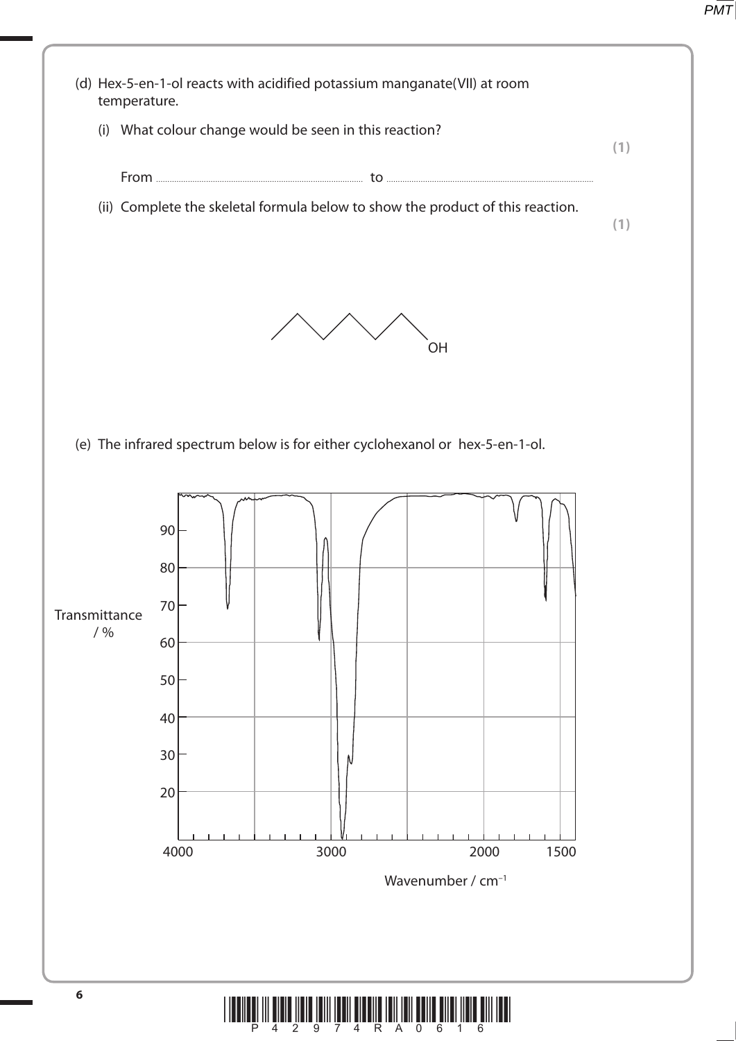(d) Hex-5-en-1-ol reacts with acidified potassium manganate(VII) at room temperature.

(i) What colour change would be seen in this reaction? **(1)**

From .................................................. to ..................................................

(ii) Complete the skeletal formula below to show the product of this reaction. **(1)**

OH

(e) The infrared spectrum below is for either cyclohexanol or hex-5-en-1-ol.

Transmittance / %

Wavenumber / $cm^{-1}$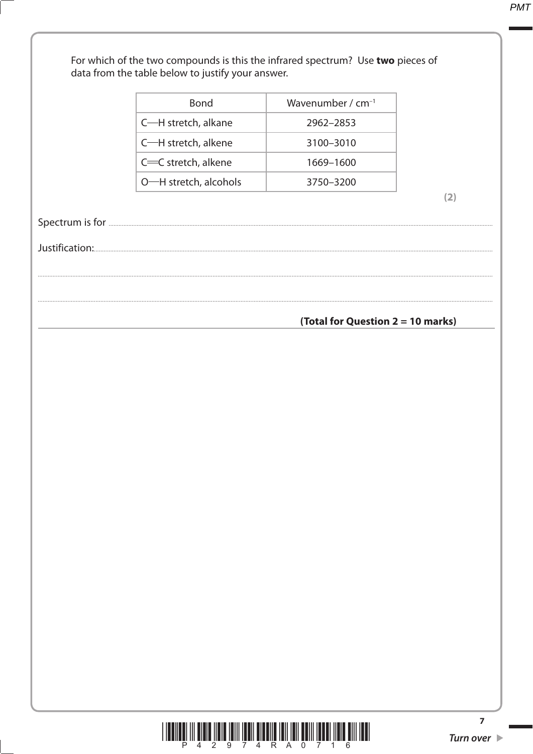For which of the two compounds is this the infrared spectrum? Use **two** pieces of data from the table below to justify your answer.

| Bond | Wavenumber / $cm^{-1}$ |
|---|---|
| C—H stretch, alkane | 2962–2853 |
| C—H stretch, alkene | 3100–3010 |
| C=C stretch, alkene | 1669–1600 |
| O—H stretch, alcohols | 3750–3200 |

**(2)**

Spectrum is for ..............................................................................................................................................

Justification: ..............................................................................................................................................

..............................................................................................................................................

..............................................................................................................................................

**(Total for Question 2 = 10 marks)**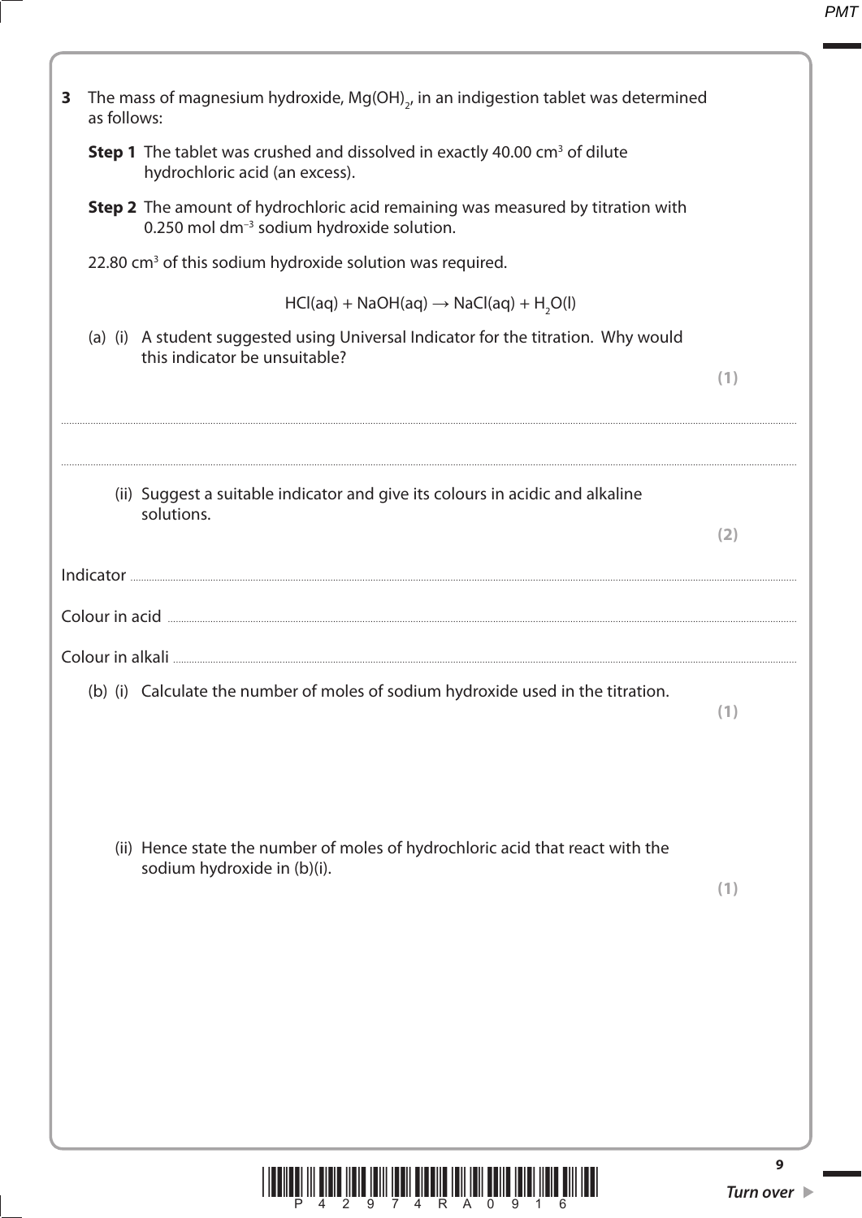**3** The mass of magnesium hydroxide, $Mg(OH)_2$, in an indigestion tablet was determined as follows:

**Step 1** The tablet was crushed and dissolved in exactly 40.00 $cm^3$ of dilute hydrochloric acid (an excess).

**Step 2** The amount of hydrochloric acid remaining was measured by titration with 0.250 mol $dm^{-3}$ sodium hydroxide solution.

22.80 $cm^3$ of this sodium hydroxide solution was required.

$$HCl(aq) + NaOH(aq) \rightarrow NaCl(aq) + H_2O(l)$$

(a) (i) A student suggested using Universal Indicator for the titration. Why would this indicator be unsuitable? **(1)**

..............................................................................................................................................

..............................................................................................................................................

(ii) Suggest a suitable indicator and give its colours in acidic and alkaline solutions. **(2)**

Indicator ..............................................................................................................................................

Colour in acid ..............................................................................................................................................

Colour in alkali ..............................................................................................................................................

(b) (i) Calculate the number of moles of sodium hydroxide used in the titration. **(1)**

(ii) Hence state the number of moles of hydrochloric acid that react with the sodium hydroxide in (b)(i). **(1)**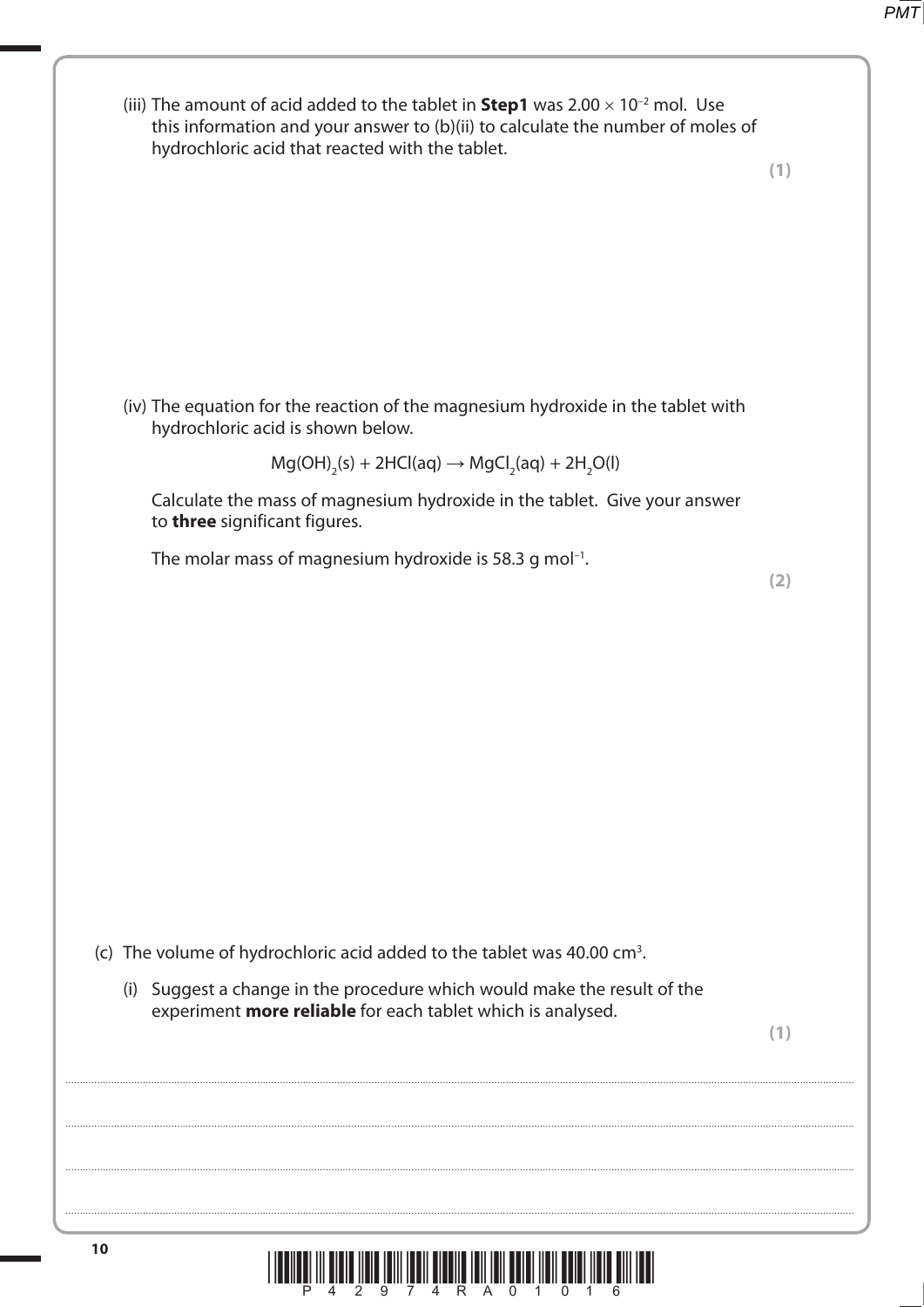(iii) The amount of acid added to the tablet in **Step1** was $2.00 \times 10^{-2}$ mol. Use this information and your answer to (b)(ii) to calculate the number of moles of hydrochloric acid that reacted with the tablet.

**(1)**

(iv) The equation for the reaction of the magnesium hydroxide in the tablet with hydrochloric acid is shown below.

$$Mg(OH)_2(s) + 2HCl(aq) \rightarrow MgCl_2(aq) + 2H_2O(l)$$

Calculate the mass of magnesium hydroxide in the tablet. Give your answer to **three** significant figures.

The molar mass of magnesium hydroxide is 58.3 g mol$^{-1}$.

**(2)**

(c) The volume of hydrochloric acid added to the tablet was 40.00 cm$^3$.

(i) Suggest a change in the procedure which would make the result of the experiment **more reliable** for each tablet which is analysed.

**(1)**

.................................................................................................................................................

.................................................................................................................................................

.................................................................................................................................................

.................................................................................................................................................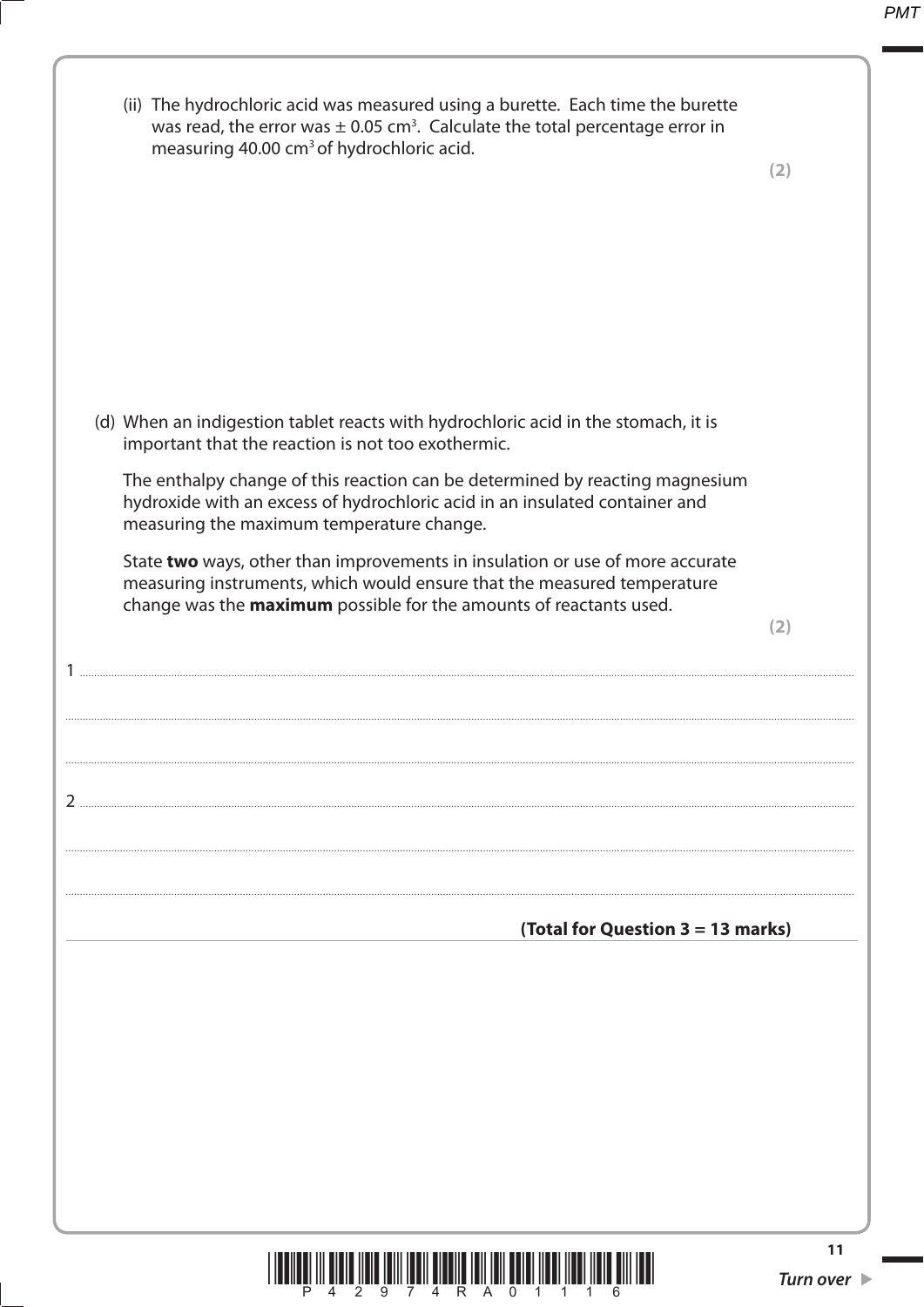(ii) The hydrochloric acid was measured using a burette. Each time the burette was read, the error was ± 0.05 $cm^3$. Calculate the total percentage error in measuring 40.00 $cm^3$ of hydrochloric acid.

**(2)**

(d) When an indigestion tablet reacts with hydrochloric acid in the stomach, it is important that the reaction is not too exothermic.

The enthalpy change of this reaction can be determined by reacting magnesium hydroxide with an excess of hydrochloric acid in an insulated container and measuring the maximum temperature change.

State **two** ways, other than improvements in insulation or use of more accurate measuring instruments, which would ensure that the measured temperature change was the **maximum** possible for the amounts of reactants used.

**(2)**

1 ..............................................................................................................................................

..............................................................................................................................................

..............................................................................................................................................

2 ..............................................................................................................................................

..............................................................................................................................................

..............................................................................................................................................

**(Total for Question 3 = 13 marks)**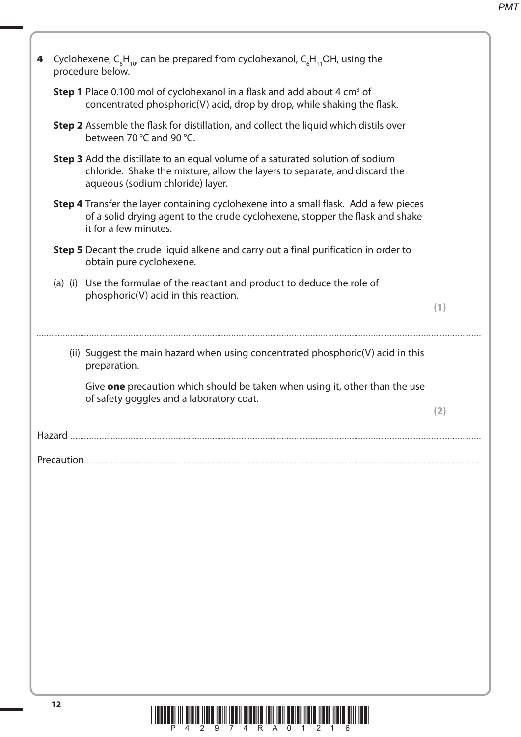**4** Cyclohexene, $C_6H_{10}$, can be prepared from cyclohexanol, $C_6H_{11}OH$, using the procedure below.

**Step 1** Place 0.100 mol of cyclohexanol in a flask and add about 4 $cm^3$ of concentrated phosphoric(V) acid, drop by drop, while shaking the flask.

**Step 2** Assemble the flask for distillation, and collect the liquid which distils over between 70 °C and 90 °C.

**Step 3** Add the distillate to an equal volume of a saturated solution of sodium chloride. Shake the mixture, allow the layers to separate, and discard the aqueous (sodium chloride) layer.

**Step 4** Transfer the layer containing cyclohexene into a small flask. Add a few pieces of a solid drying agent to the crude cyclohexene, stopper the flask and shake it for a few minutes.

**Step 5** Decant the crude liquid alkene and carry out a final purification in order to obtain pure cyclohexene.

(a) (i) Use the formulae of the reactant and product to deduce the role of phosphoric(V) acid in this reaction.

**(1)**

..............................................................................................................................................................................................................

(ii) Suggest the main hazard when using concentrated phosphoric(V) acid in this preparation.

Give **one** precaution which should be taken when using it, other than the use of safety goggles and a laboratory coat.

**(2)**

Hazard ..............................................................................................................................................................................................................

Precaution ..............................................................................................................................................................................................................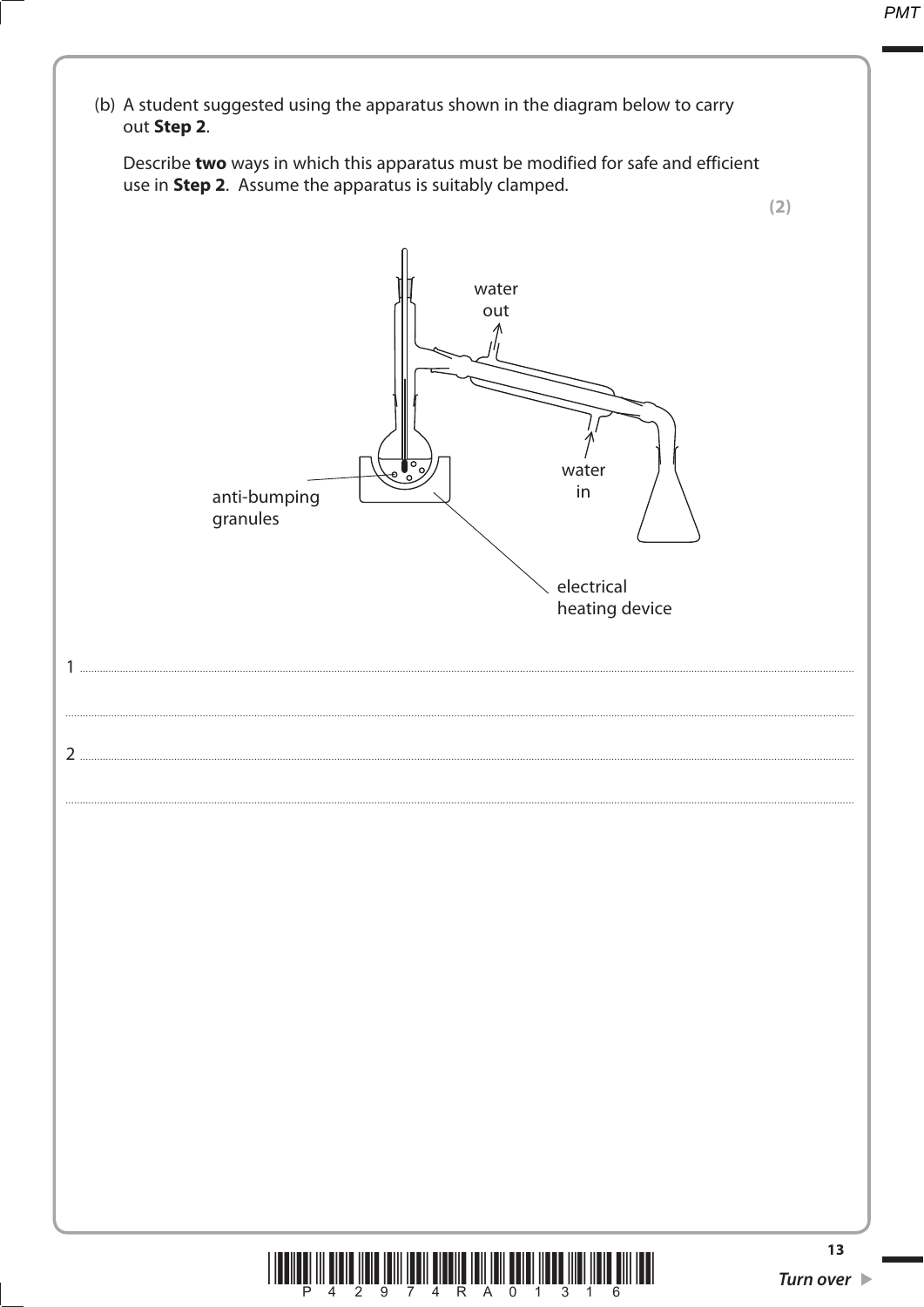(b) A student suggested using the apparatus shown in the diagram below to carry out **Step 2**.

Describe **two** ways in which this apparatus must be modified for safe and efficient use in **Step 2**. Assume the apparatus is suitably clamped.

**(2)**

water out

water in

anti-bumping granules

electrical heating device

1 .......................................................................................................................................................................................................

.......................................................................................................................................................................................................

2 .......................................................................................................................................................................................................

.......................................................................................................................................................................................................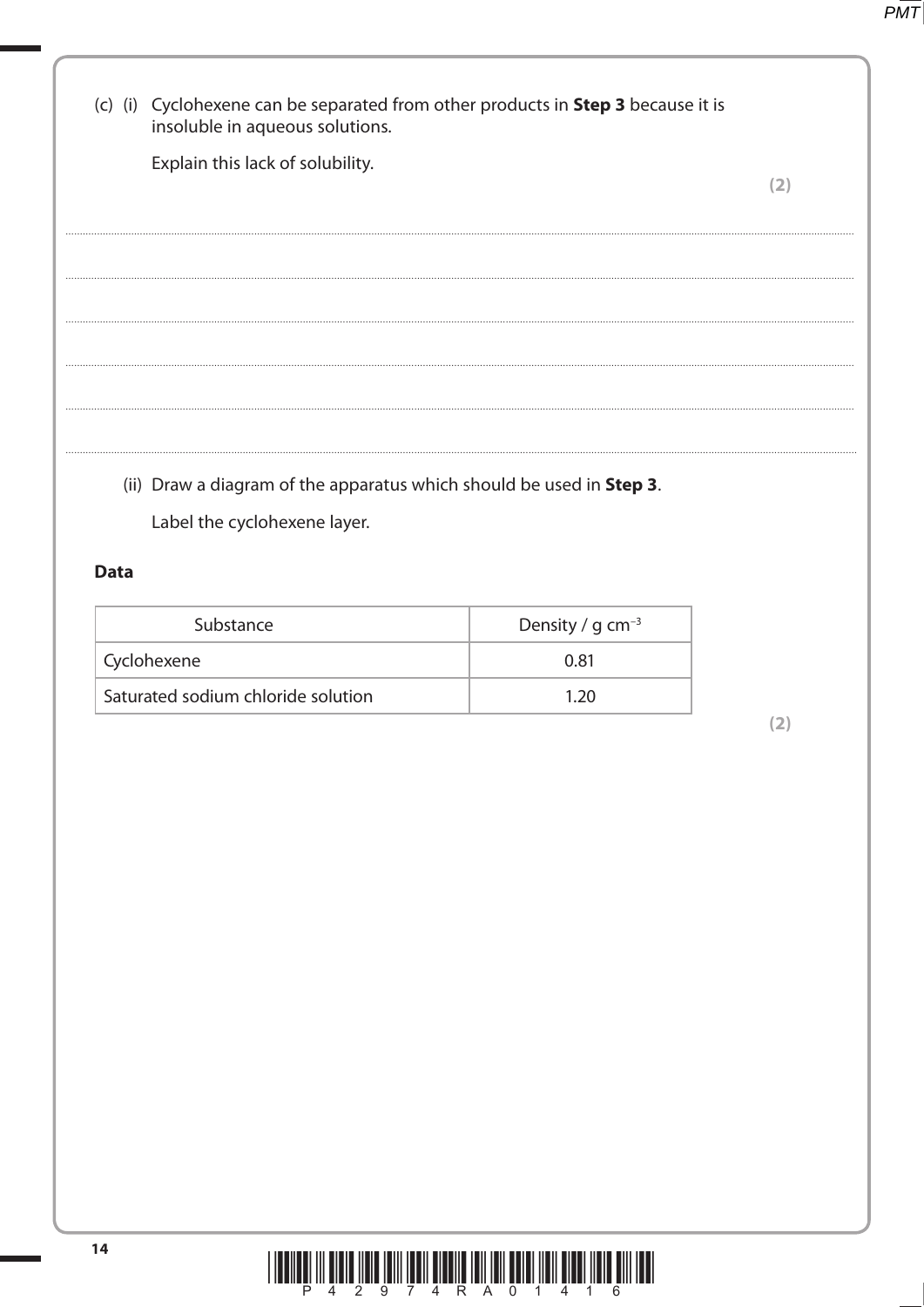(c) (i) Cyclohexene can be separated from other products in **Step 3** because it is insoluble in aqueous solutions.

Explain this lack of solubility.

**(2)**

.......................................................................................................................................................................................................

.......................................................................................................................................................................................................

.......................................................................................................................................................................................................

.......................................................................................................................................................................................................

.......................................................................................................................................................................................................

(ii) Draw a diagram of the apparatus which should be used in **Step 3**.

Label the cyclohexene layer.

**Data**

| Substance | Density / g $cm^{-3}$ |
|---|---|
| Cyclohexene | 0.81 |
| Saturated sodium chloride solution | 1.20 |

**(2)**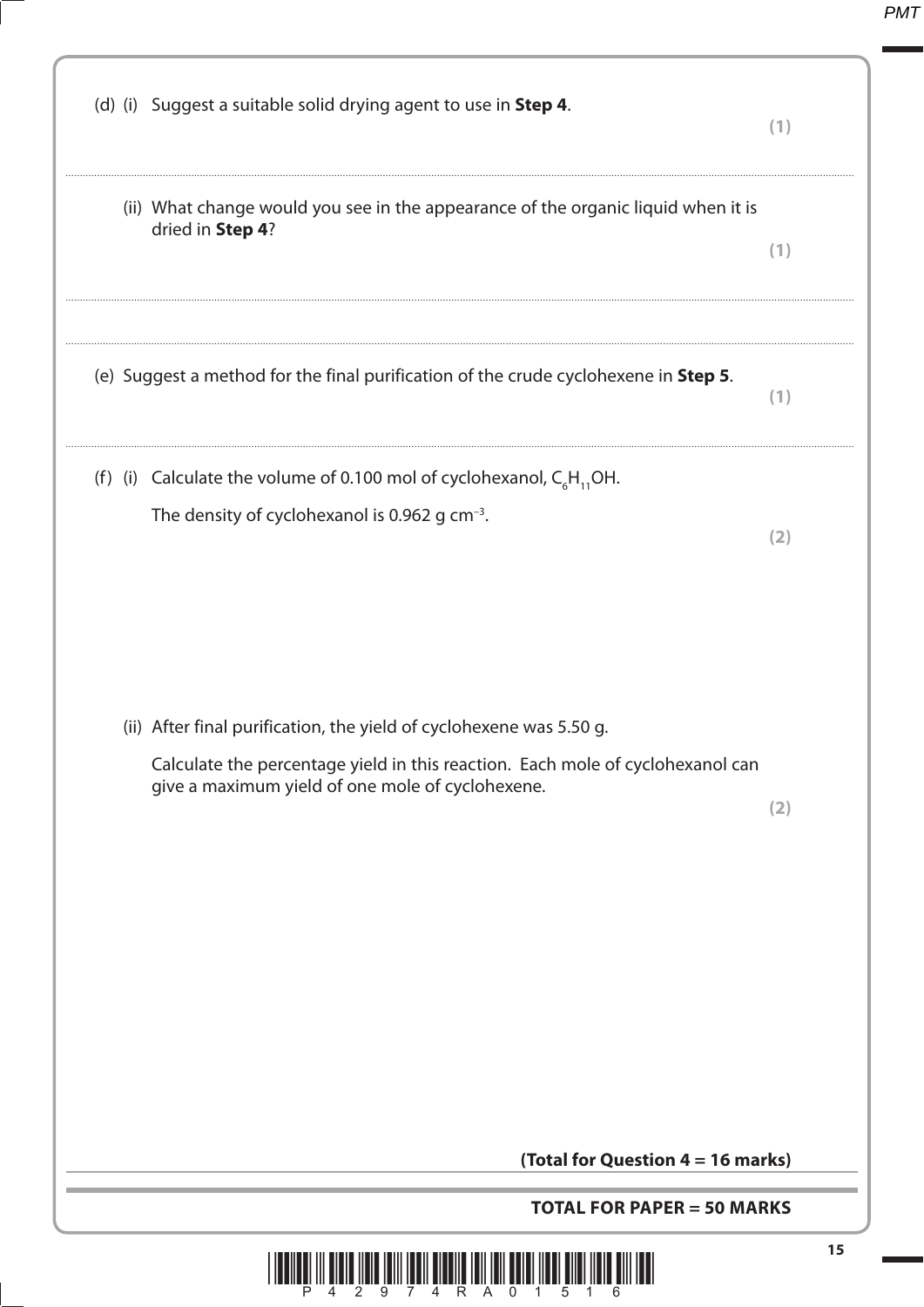(d) (i) Suggest a suitable solid drying agent to use in **Step 4**.

**(1)**

(ii) What change would you see in the appearance of the organic liquid when it is dried in **Step 4**?

**(1)**

(e) Suggest a method for the final purification of the crude cyclohexene in **Step 5**.

**(1)**

(f) (i) Calculate the volume of 0.100 mol of cyclohexanol, $C_6H_{11}OH$.

The density of cyclohexanol is 0.962 g cm$^{-3}$.

**(2)**

(ii) After final purification, the yield of cyclohexene was 5.50 g.

Calculate the percentage yield in this reaction. Each mole of cyclohexanol can give a maximum yield of one mole of cyclohexene.

**(2)**

**(Total for Question 4 = 16 marks)**

**TOTAL FOR PAPER = 50 MARKS**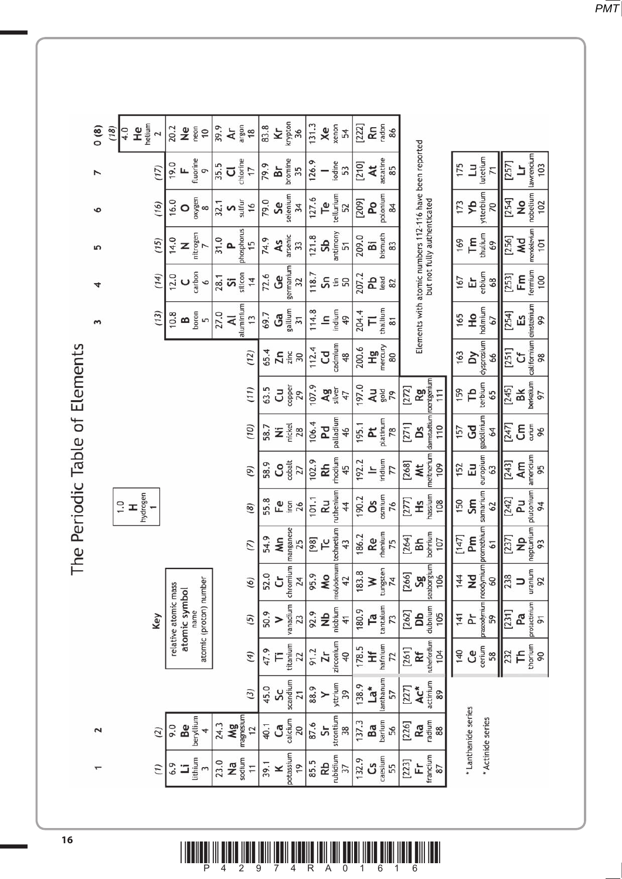# The Periodic Table of Elements

**Key**

relative atomic mass
**atomic symbol**
name
atomic (proton) number

| 1 | 2 | | | | | | | | | | | 3 | 4 | 5 | 6 | 7 | 0 (8) |
|---|---|---|---|---|---|---|---|---|---|---|---|---|---|---|---|---|---|
| (1) | (2) | (3) | (4) | (5) | (6) | (7) | (8) | (9) | (10) | (11) | (12) | (13) | (14) | (15) | (16) | (17) | (18) |
| 1.0 **H** hydrogen 1 | | | | | | | | | | | | | | | | | 4.0 **He** helium 2 |
| 6.9 **Li** lithium 3 | 9.0 **Be** beryllium 4 | | | | | | | | | | | 10.8 **B** boron 5 | 12.0 **C** carbon 6 | 14.0 **N** nitrogen 7 | 16.0 **O** oxygen 8 | 19.0 **F** fluorine 9 | 20.2 **Ne** neon 10 |
| 23.0 **Na** sodium 11 | 24.3 **Mg** magnesium 12 | | | | | | | | | | | 27.0 **Al** aluminium 13 | 28.1 **Si** silicon 14 | 31.0 **P** phosphorus 15 | 32.1 **S** sulfur 16 | 35.5 **Cl** chlorine 17 | 39.9 **Ar** argon 18 |
| 39.1 **K** potassium 19 | 40.1 **Ca** calcium 20 | 45.0 **Sc** scandium 21 | 47.9 **Ti** titanium 22 | 50.9 **V** vanadium 23 | 52.0 **Cr** chromium 24 | 54.9 **Mn** manganese 25 | 55.8 **Fe** iron 26 | 58.9 **Co** cobalt 27 | 58.7 **Ni** nickel 28 | 63.5 **Cu** copper 29 | 65.4 **Zn** zinc 30 | 69.7 **Ga** gallium 31 | 72.6 **Ge** germanium 32 | 74.9 **As** arsenic 33 | 79.0 **Se** selenium 34 | 79.9 **Br** bromine 35 | 83.8 **Kr** krypton 36 |
| 85.5 **Rb** rubidium 37 | 87.6 **Sr** strontium 38 | 88.9 **Y** yttrium 39 | 91.2 **Zr** zirconium 40 | 92.9 **Nb** niobium 41 | 95.9 **Mo** molybdenum 42 | [98] **Tc** technetium 43 | 101.1 **Ru** ruthenium 44 | 102.9 **Rh** rhodium 45 | 106.4 **Pd** palladium 46 | 107.9 **Ag** silver 47 | 112.4 **Cd** cadmium 48 | 114.8 **In** indium 49 | 118.7 **Sn** tin 50 | 121.8 **Sb** antimony 51 | 127.6 **Te** tellurium 52 | 126.9 **I** iodine 53 | 131.3 **Xe** xenon 54 |
| 132.9 **Cs** caesium 55 | 137.3 **Ba** barium 56 | 138.9 **La*** lanthanum 57 | 178.5 **Hf** hafnium 72 | 180.9 **Ta** tantalum 73 | 183.8 **W** tungsten 74 | 186.2 **Re** rhenium 75 | 190.2 **Os** osmium 76 | 192.2 **Ir** iridium 77 | 195.1 **Pt** platinum 78 | 197.0 **Au** gold 79 | 200.6 **Hg** mercury 80 | 204.4 **Tl** thallium 81 | 207.2 **Pb** lead 82 | 209.0 **Bi** bismuth 83 | [209] **Po** polonium 84 | [210] **At** astatine 85 | [222] **Rn** radon 86 |
| [223] **Fr** francium 87 | [226] **Ra** radium 88 | [227] **Ac*** actinium 89 | [261] **Rf** rutherfordium 104 | [262] **Db** dubnium 105 | [266] **Sg** seaborgium 106 | [264] **Bh** bohrium 107 | [277] **Hs** hassium 108 | [268] **Mt** meitnerium 109 | [271] **Ds** darmstadtium 110 | [272] **Rg** roentgenium 111 | | | | | | | |

Elements with atomic numbers 112-116 have been reported but not fully authenticated

| | | | | | | | | | | | | | | |
|---|---|---|---|---|---|---|---|---|---|---|---|---|---|---|
| * Lanthanide series | 140 **Ce** cerium 58 | 141 **Pr** praseodymium 59 | 144 **Nd** neodymium 60 | [147] **Pm** promethium 61 | 150 **Sm** samarium 62 | 152 **Eu** europium 63 | 157 **Gd** gadolinium 64 | 159 **Tb** terbium 65 | 163 **Dy** dysprosium 66 | 165 **Ho** holmium 67 | 167 **Er** erbium 68 | 169 **Tm** thulium 69 | 173 **Yb** ytterbium 70 | 175 **Lu** lutetium 71 |
| * Actinide series | 232 **Th** thorium 90 | [231] **Pa** protactinium 91 | 238 **U** uranium 92 | [237] **Np** neptunium 93 | [242] **Pu** plutonium 94 | [243] **Am** americium 95 | [247] **Cm** curium 96 | [245] **Bk** berkelium 97 | [251] **Cf** californium 98 | [254] **Es** einsteinium 99 | [253] **Fm** fermium 100 | [256] **Md** mendelevium 101 | [254] **No** nobelium 102 | [257] **Lr** lawrencium 103 |